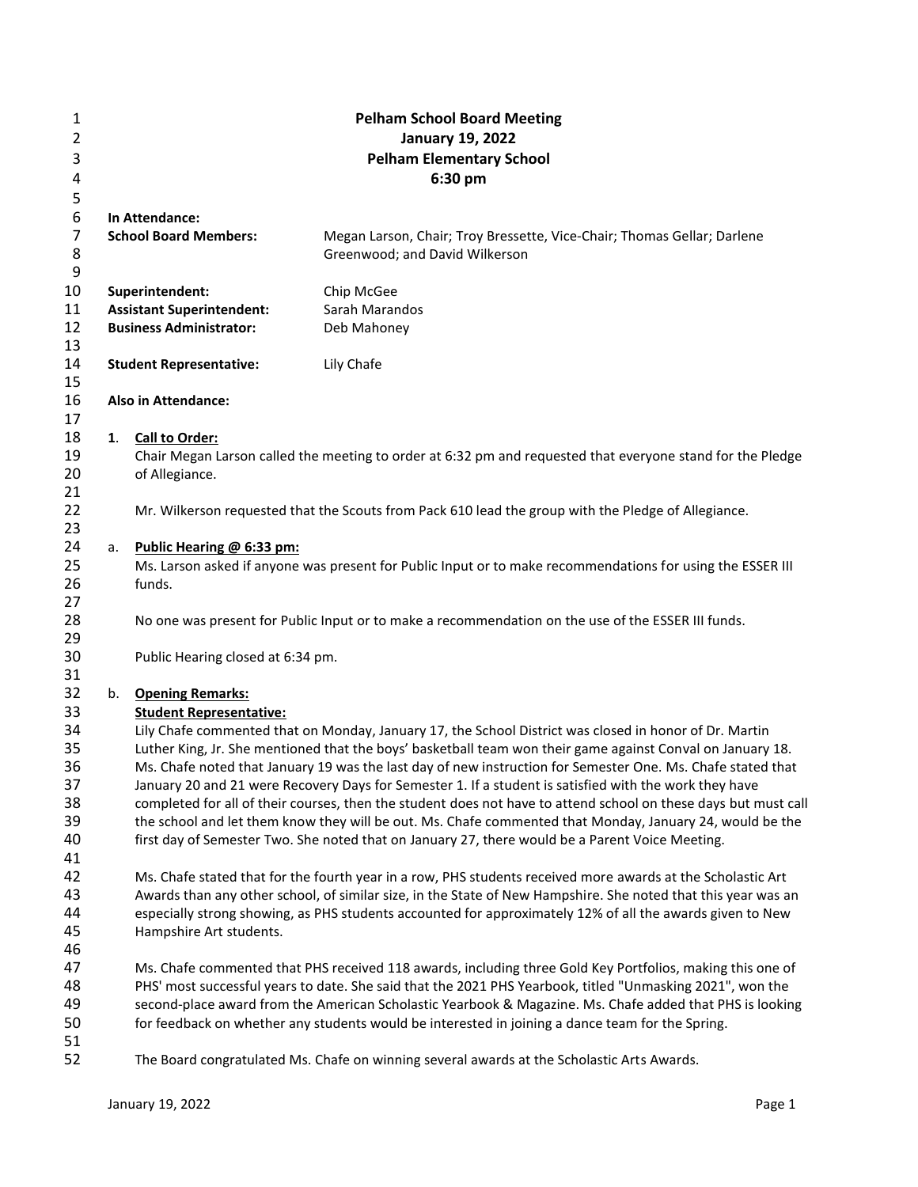# Pelham School Board Meeting
## January 19, 2022
## Pelham Elementary School
## 6:30 pm

**In Attendance:**

| | |
|---|---|
| **School Board Members:** | Megan Larson, Chair; Troy Bressette, Vice-Chair; Thomas Gellar; Darlene Greenwood; and David Wilkerson |
| **Superintendent:** | Chip McGee |
| **Assistant Superintendent:** | Sarah Marandos |
| **Business Administrator:** | Deb Mahoney |
| **Student Representative:** | Lily Chafe |

**Also in Attendance:**

**1. <u>Call to Order:</u>**

Chair Megan Larson called the meeting to order at 6:32 pm and requested that everyone stand for the Pledge of Allegiance.

Mr. Wilkerson requested that the Scouts from Pack 610 lead the group with the Pledge of Allegiance.

a. **<u>Public Hearing @ 6:33 pm:</u>**

Ms. Larson asked if anyone was present for Public Input or to make recommendations for using the ESSER III funds.

No one was present for Public Input or to make a recommendation on the use of the ESSER III funds.

Public Hearing closed at 6:34 pm.

b. **<u>Opening Remarks:</u>**

**<u>Student Representative:</u>**

Lily Chafe commented that on Monday, January 17, the School District was closed in honor of Dr. Martin Luther King, Jr. She mentioned that the boys' basketball team won their game against Conval on January 18. Ms. Chafe noted that January 19 was the last day of new instruction for Semester One. Ms. Chafe stated that January 20 and 21 were Recovery Days for Semester 1. If a student is satisfied with the work they have completed for all of their courses, then the student does not have to attend school on these days but must call the school and let them know they will be out. Ms. Chafe commented that Monday, January 24, would be the first day of Semester Two. She noted that on January 27, there would be a Parent Voice Meeting.

Ms. Chafe stated that for the fourth year in a row, PHS students received more awards at the Scholastic Art Awards than any other school, of similar size, in the State of New Hampshire. She noted that this year was an especially strong showing, as PHS students accounted for approximately 12% of all the awards given to New Hampshire Art students.

Ms. Chafe commented that PHS received 118 awards, including three Gold Key Portfolios, making this one of PHS' most successful years to date. She said that the 2021 PHS Yearbook, titled "Unmasking 2021", won the second-place award from the American Scholastic Yearbook & Magazine. Ms. Chafe added that PHS is looking for feedback on whether any students would be interested in joining a dance team for the Spring.

The Board congratulated Ms. Chafe on winning several awards at the Scholastic Arts Awards.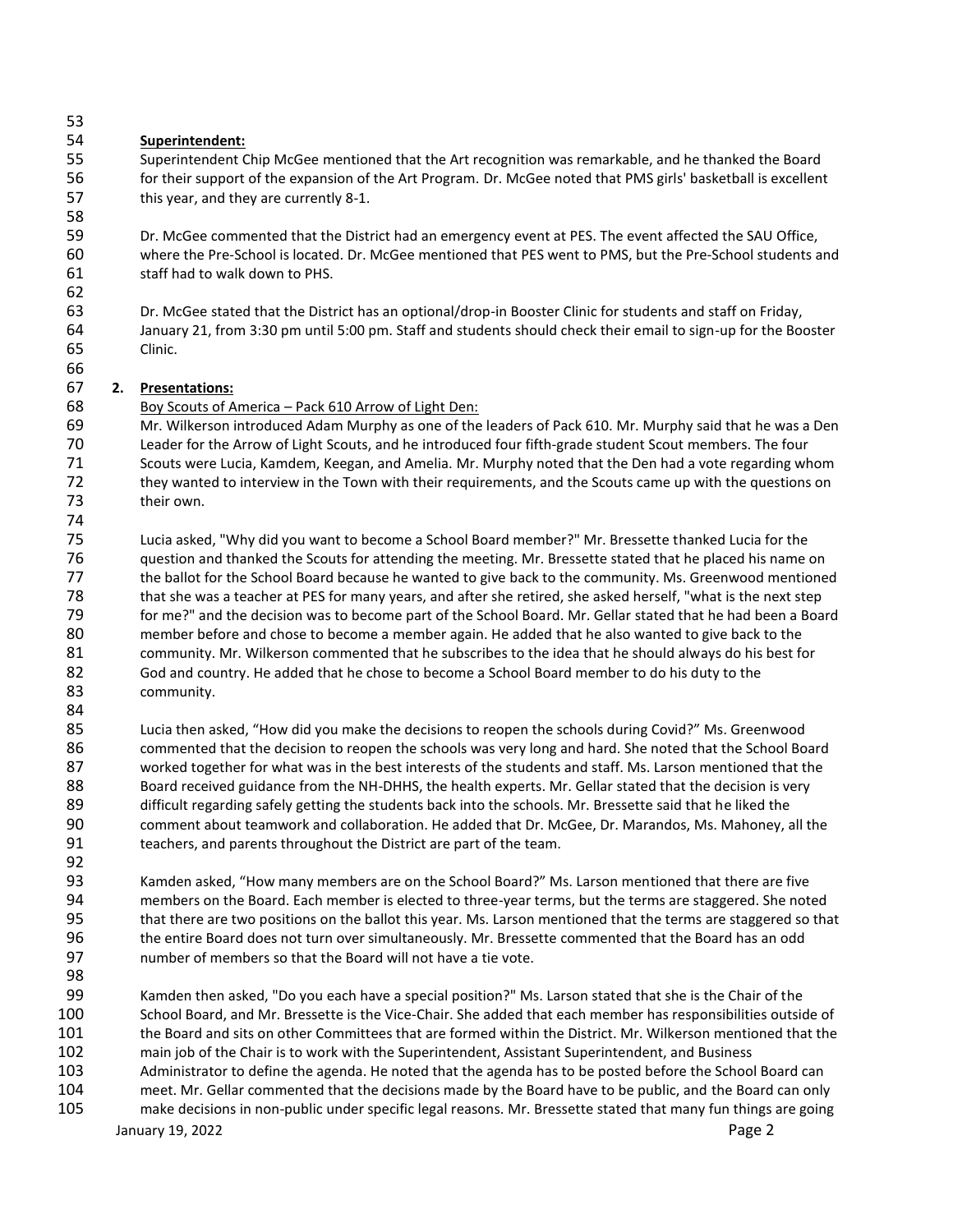**Superintendent:**

Superintendent Chip McGee mentioned that the Art recognition was remarkable, and he thanked the Board for their support of the expansion of the Art Program. Dr. McGee noted that PMS girls' basketball is excellent this year, and they are currently 8-1.

Dr. McGee commented that the District had an emergency event at PES. The event affected the SAU Office, where the Pre-School is located. Dr. McGee mentioned that PES went to PMS, but the Pre-School students and staff had to walk down to PHS.

Dr. McGee stated that the District has an optional/drop-in Booster Clinic for students and staff on Friday, January 21, from 3:30 pm until 5:00 pm. Staff and students should check their email to sign-up for the Booster Clinic.

**2. Presentations:**

Boy Scouts of America – Pack 610 Arrow of Light Den:

Mr. Wilkerson introduced Adam Murphy as one of the leaders of Pack 610. Mr. Murphy said that he was a Den Leader for the Arrow of Light Scouts, and he introduced four fifth-grade student Scout members. The four Scouts were Lucia, Kamdem, Keegan, and Amelia. Mr. Murphy noted that the Den had a vote regarding whom they wanted to interview in the Town with their requirements, and the Scouts came up with the questions on their own.

Lucia asked, "Why did you want to become a School Board member?" Mr. Bressette thanked Lucia for the question and thanked the Scouts for attending the meeting. Mr. Bressette stated that he placed his name on the ballot for the School Board because he wanted to give back to the community. Ms. Greenwood mentioned that she was a teacher at PES for many years, and after she retired, she asked herself, "what is the next step for me?" and the decision was to become part of the School Board. Mr. Gellar stated that he had been a Board member before and chose to become a member again. He added that he also wanted to give back to the community. Mr. Wilkerson commented that he subscribes to the idea that he should always do his best for God and country. He added that he chose to become a School Board member to do his duty to the community.

Lucia then asked, "How did you make the decisions to reopen the schools during Covid?" Ms. Greenwood commented that the decision to reopen the schools was very long and hard. She noted that the School Board worked together for what was in the best interests of the students and staff. Ms. Larson mentioned that the Board received guidance from the NH-DHHS, the health experts. Mr. Gellar stated that the decision is very difficult regarding safely getting the students back into the schools. Mr. Bressette said that he liked the comment about teamwork and collaboration. He added that Dr. McGee, Dr. Marandos, Ms. Mahoney, all the teachers, and parents throughout the District are part of the team.

Kamden asked, "How many members are on the School Board?" Ms. Larson mentioned that there are five members on the Board. Each member is elected to three-year terms, but the terms are staggered. She noted that there are two positions on the ballot this year. Ms. Larson mentioned that the terms are staggered so that the entire Board does not turn over simultaneously. Mr. Bressette commented that the Board has an odd number of members so that the Board will not have a tie vote.

Kamden then asked, "Do you each have a special position?" Ms. Larson stated that she is the Chair of the School Board, and Mr. Bressette is the Vice-Chair. She added that each member has responsibilities outside of the Board and sits on other Committees that are formed within the District. Mr. Wilkerson mentioned that the main job of the Chair is to work with the Superintendent, Assistant Superintendent, and Business Administrator to define the agenda. He noted that the agenda has to be posted before the School Board can meet. Mr. Gellar commented that the decisions made by the Board have to be public, and the Board can only make decisions in non-public under specific legal reasons. Mr. Bressette stated that many fun things are going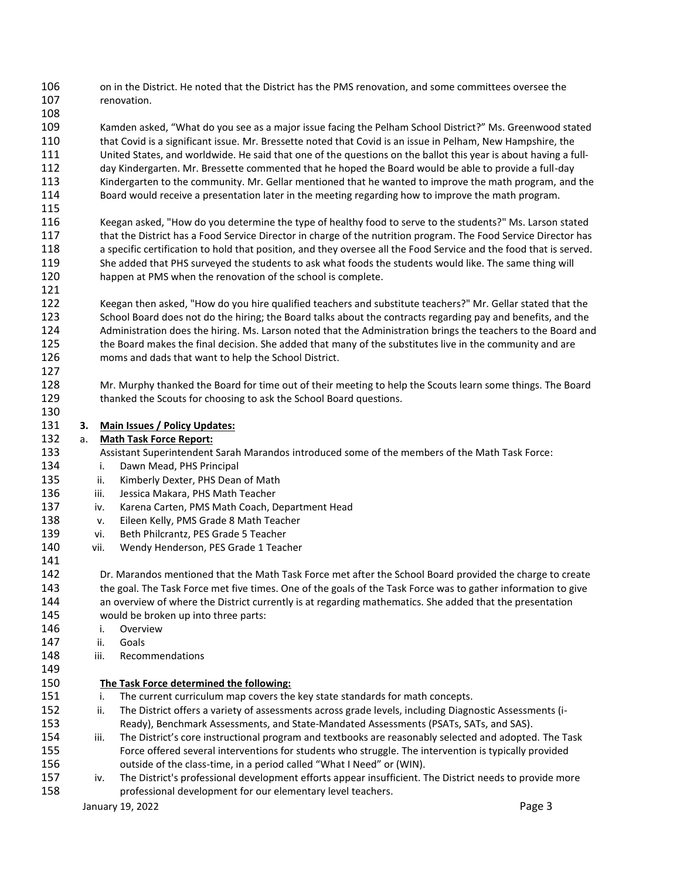on in the District. He noted that the District has the PMS renovation, and some committees oversee the renovation.

Kamden asked, "What do you see as a major issue facing the Pelham School District?" Ms. Greenwood stated that Covid is a significant issue. Mr. Bressette noted that Covid is an issue in Pelham, New Hampshire, the United States, and worldwide. He said that one of the questions on the ballot this year is about having a full-day Kindergarten. Mr. Bressette commented that he hoped the Board would be able to provide a full-day Kindergarten to the community. Mr. Gellar mentioned that he wanted to improve the math program, and the Board would receive a presentation later in the meeting regarding how to improve the math program.

Keegan asked, "How do you determine the type of healthy food to serve to the students?" Ms. Larson stated that the District has a Food Service Director in charge of the nutrition program. The Food Service Director has a specific certification to hold that position, and they oversee all the Food Service and the food that is served. She added that PHS surveyed the students to ask what foods the students would like. The same thing will happen at PMS when the renovation of the school is complete.

Keegan then asked, "How do you hire qualified teachers and substitute teachers?" Mr. Gellar stated that the School Board does not do the hiring; the Board talks about the contracts regarding pay and benefits, and the Administration does the hiring. Ms. Larson noted that the Administration brings the teachers to the Board and the Board makes the final decision. She added that many of the substitutes live in the community and are moms and dads that want to help the School District.

Mr. Murphy thanked the Board for time out of their meeting to help the Scouts learn some things. The Board thanked the Scouts for choosing to ask the School Board questions.

**3. Main Issues / Policy Updates:**

a. **Math Task Force Report:**

Assistant Superintendent Sarah Marandos introduced some of the members of the Math Task Force:

i. Dawn Mead, PHS Principal
ii. Kimberly Dexter, PHS Dean of Math
iii. Jessica Makara, PHS Math Teacher
iv. Karena Carten, PMS Math Coach, Department Head
v. Eileen Kelly, PMS Grade 8 Math Teacher
vi. Beth Philcrantz, PES Grade 5 Teacher
vii. Wendy Henderson, PES Grade 1 Teacher

Dr. Marandos mentioned that the Math Task Force met after the School Board provided the charge to create the goal. The Task Force met five times. One of the goals of the Task Force was to gather information to give an overview of where the District currently is at regarding mathematics. She added that the presentation would be broken up into three parts:

i. Overview
ii. Goals
iii. Recommendations

**The Task Force determined the following:**

i. The current curriculum map covers the key state standards for math concepts.
ii. The District offers a variety of assessments across grade levels, including Diagnostic Assessments (i-Ready), Benchmark Assessments, and State-Mandated Assessments (PSATs, SATs, and SAS).
iii. The District's core instructional program and textbooks are reasonably selected and adopted. The Task Force offered several interventions for students who struggle. The intervention is typically provided outside of the class-time, in a period called "What I Need" or (WIN).
iv. The District's professional development efforts appear insufficient. The District needs to provide more professional development for our elementary level teachers.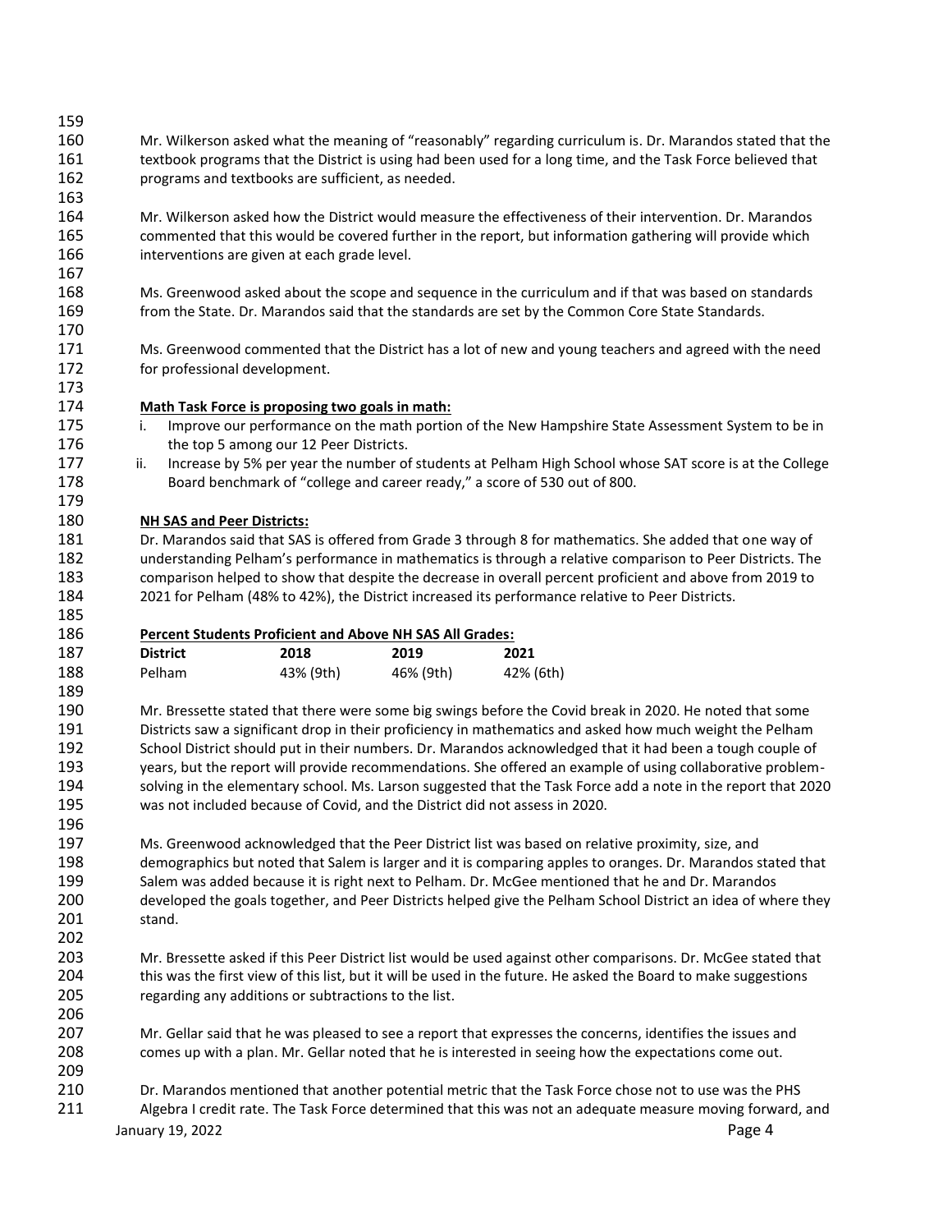Mr. Wilkerson asked what the meaning of "reasonably" regarding curriculum is. Dr. Marandos stated that the textbook programs that the District is using had been used for a long time, and the Task Force believed that programs and textbooks are sufficient, as needed.

Mr. Wilkerson asked how the District would measure the effectiveness of their intervention. Dr. Marandos commented that this would be covered further in the report, but information gathering will provide which interventions are given at each grade level.

Ms. Greenwood asked about the scope and sequence in the curriculum and if that was based on standards from the State. Dr. Marandos said that the standards are set by the Common Core State Standards.

Ms. Greenwood commented that the District has a lot of new and young teachers and agreed with the need for professional development.

**Math Task Force is proposing two goals in math:**

i. Improve our performance on the math portion of the New Hampshire State Assessment System to be in the top 5 among our 12 Peer Districts.
ii. Increase by 5% per year the number of students at Pelham High School whose SAT score is at the College Board benchmark of "college and career ready," a score of 530 out of 800.

**NH SAS and Peer Districts:**

Dr. Marandos said that SAS is offered from Grade 3 through 8 for mathematics. She added that one way of understanding Pelham's performance in mathematics is through a relative comparison to Peer Districts. The comparison helped to show that despite the decrease in overall percent proficient and above from 2019 to 2021 for Pelham (48% to 42%), the District increased its performance relative to Peer Districts.

**Percent Students Proficient and Above NH SAS All Grades:**

| District | 2018 | 2019 | 2021 |
|---|---|---|---|
| Pelham | 43% (9th) | 46% (9th) | 42% (6th) |

Mr. Bressette stated that there were some big swings before the Covid break in 2020. He noted that some Districts saw a significant drop in their proficiency in mathematics and asked how much weight the Pelham School District should put in their numbers. Dr. Marandos acknowledged that it had been a tough couple of years, but the report will provide recommendations. She offered an example of using collaborative problem-solving in the elementary school. Ms. Larson suggested that the Task Force add a note in the report that 2020 was not included because of Covid, and the District did not assess in 2020.

Ms. Greenwood acknowledged that the Peer District list was based on relative proximity, size, and demographics but noted that Salem is larger and it is comparing apples to oranges. Dr. Marandos stated that Salem was added because it is right next to Pelham. Dr. McGee mentioned that he and Dr. Marandos developed the goals together, and Peer Districts helped give the Pelham School District an idea of where they stand.

Mr. Bressette asked if this Peer District list would be used against other comparisons. Dr. McGee stated that this was the first view of this list, but it will be used in the future. He asked the Board to make suggestions regarding any additions or subtractions to the list.

Mr. Gellar said that he was pleased to see a report that expresses the concerns, identifies the issues and comes up with a plan. Mr. Gellar noted that he is interested in seeing how the expectations come out.

Dr. Marandos mentioned that another potential metric that the Task Force chose not to use was the PHS Algebra I credit rate. The Task Force determined that this was not an adequate measure moving forward, and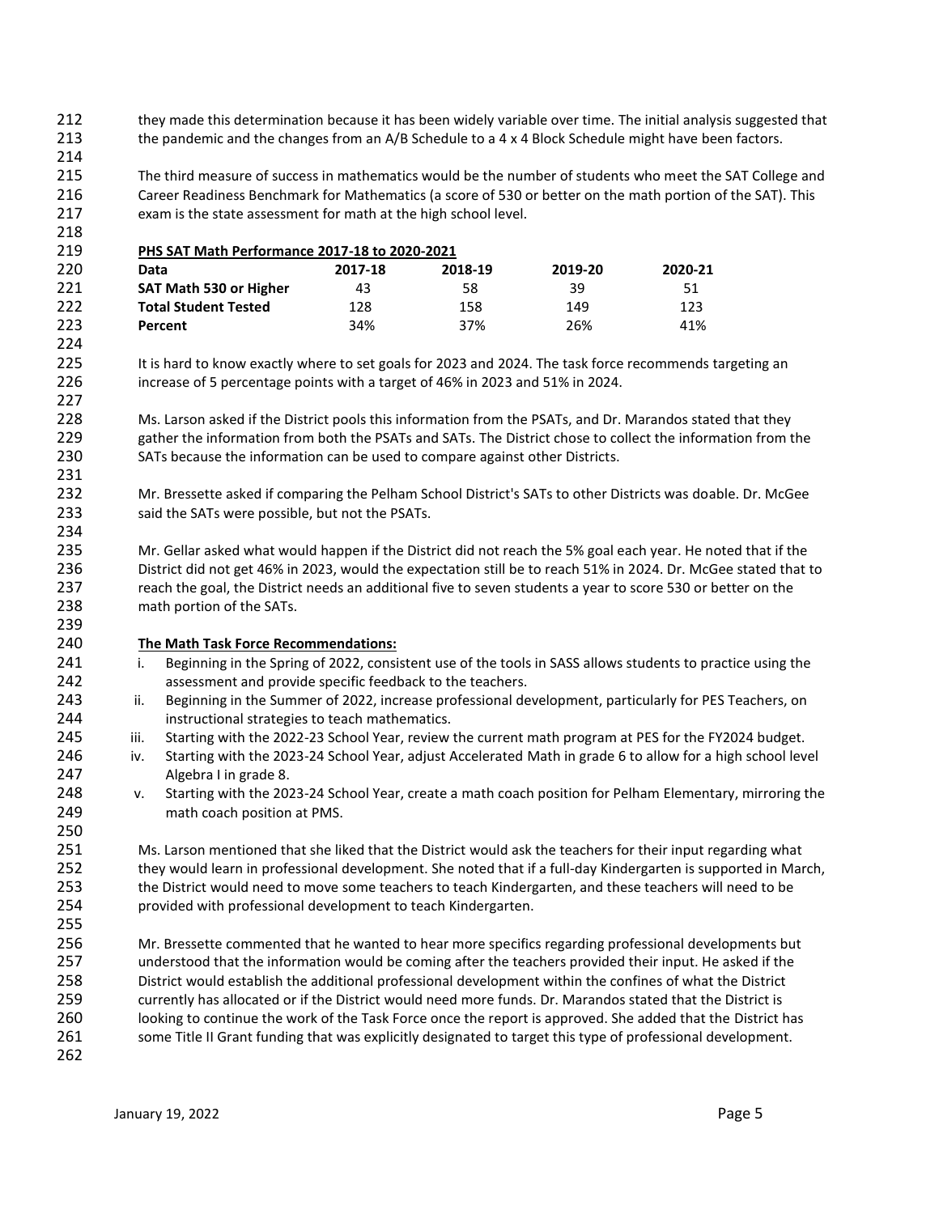they made this determination because it has been widely variable over time. The initial analysis suggested that the pandemic and the changes from an A/B Schedule to a 4 x 4 Block Schedule might have been factors.

The third measure of success in mathematics would be the number of students who meet the SAT College and Career Readiness Benchmark for Mathematics (a score of 530 or better on the math portion of the SAT). This exam is the state assessment for math at the high school level.

**PHS SAT Math Performance 2017-18 to 2020-2021**

| Data | 2017-18 | 2018-19 | 2019-20 | 2020-21 |
|---|---|---|---|---|
| **SAT Math 530 or Higher** | 43 | 58 | 39 | 51 |
| **Total Student Tested** | 128 | 158 | 149 | 123 |
| **Percent** | 34% | 37% | 26% | 41% |

It is hard to know exactly where to set goals for 2023 and 2024. The task force recommends targeting an increase of 5 percentage points with a target of 46% in 2023 and 51% in 2024.

Ms. Larson asked if the District pools this information from the PSATs, and Dr. Marandos stated that they gather the information from both the PSATs and SATs. The District chose to collect the information from the SATs because the information can be used to compare against other Districts.

Mr. Bressette asked if comparing the Pelham School District's SATs to other Districts was doable. Dr. McGee said the SATs were possible, but not the PSATs.

Mr. Gellar asked what would happen if the District did not reach the 5% goal each year. He noted that if the District did not get 46% in 2023, would the expectation still be to reach 51% in 2024. Dr. McGee stated that to reach the goal, the District needs an additional five to seven students a year to score 530 or better on the math portion of the SATs.

**The Math Task Force Recommendations:**

i. Beginning in the Spring of 2022, consistent use of the tools in SASS allows students to practice using the assessment and provide specific feedback to the teachers.
ii. Beginning in the Summer of 2022, increase professional development, particularly for PES Teachers, on instructional strategies to teach mathematics.
iii. Starting with the 2022-23 School Year, review the current math program at PES for the FY2024 budget.
iv. Starting with the 2023-24 School Year, adjust Accelerated Math in grade 6 to allow for a high school level Algebra I in grade 8.
v. Starting with the 2023-24 School Year, create a math coach position for Pelham Elementary, mirroring the math coach position at PMS.

Ms. Larson mentioned that she liked that the District would ask the teachers for their input regarding what they would learn in professional development. She noted that if a full-day Kindergarten is supported in March, the District would need to move some teachers to teach Kindergarten, and these teachers will need to be provided with professional development to teach Kindergarten.

Mr. Bressette commented that he wanted to hear more specifics regarding professional developments but understood that the information would be coming after the teachers provided their input. He asked if the District would establish the additional professional development within the confines of what the District currently has allocated or if the District would need more funds. Dr. Marandos stated that the District is looking to continue the work of the Task Force once the report is approved. She added that the District has some Title II Grant funding that was explicitly designated to target this type of professional development.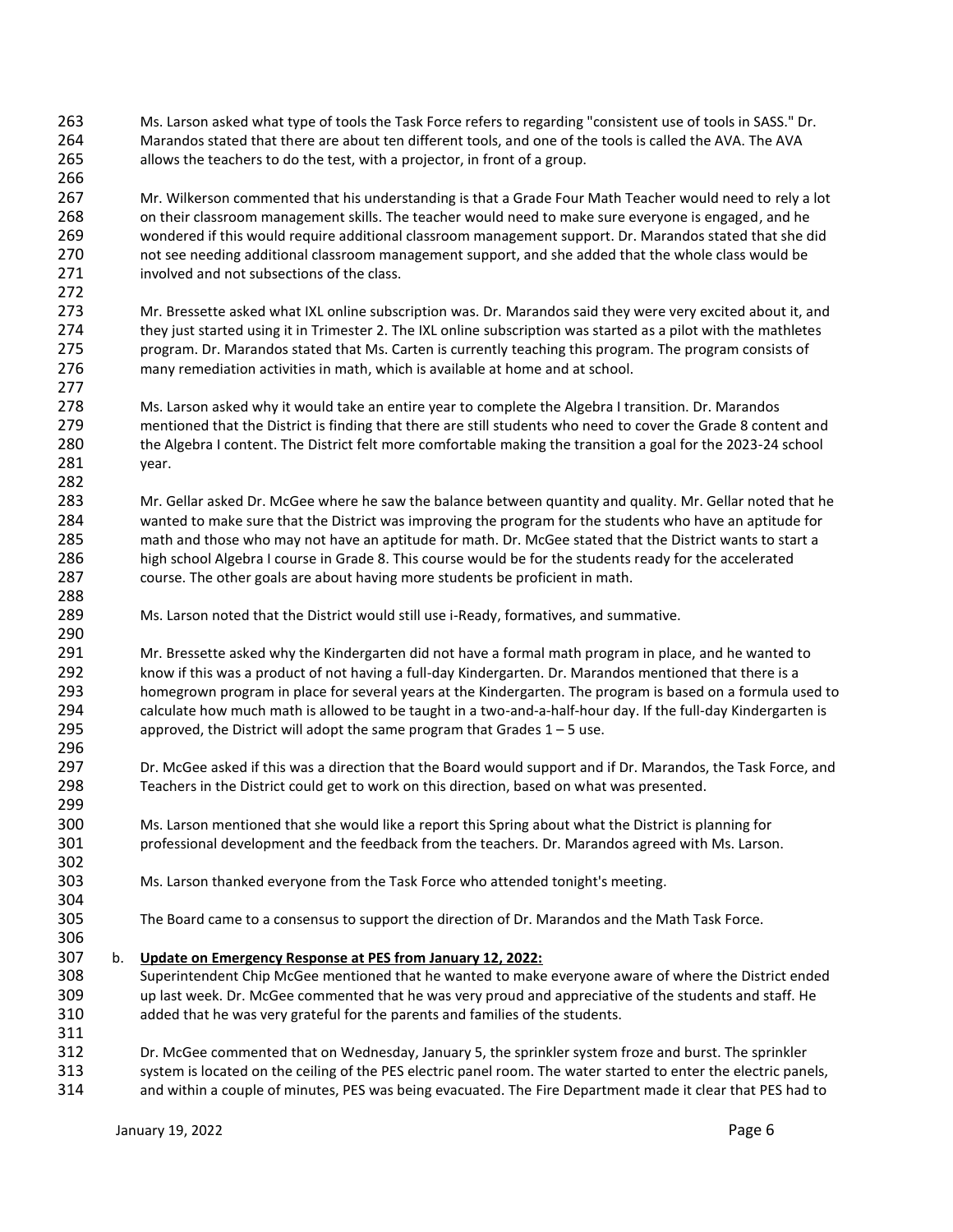Ms. Larson asked what type of tools the Task Force refers to regarding "consistent use of tools in SASS." Dr. Marandos stated that there are about ten different tools, and one of the tools is called the AVA. The AVA allows the teachers to do the test, with a projector, in front of a group.

Mr. Wilkerson commented that his understanding is that a Grade Four Math Teacher would need to rely a lot on their classroom management skills. The teacher would need to make sure everyone is engaged, and he wondered if this would require additional classroom management support. Dr. Marandos stated that she did not see needing additional classroom management support, and she added that the whole class would be involved and not subsections of the class.

Mr. Bressette asked what IXL online subscription was. Dr. Marandos said they were very excited about it, and they just started using it in Trimester 2. The IXL online subscription was started as a pilot with the mathletes program. Dr. Marandos stated that Ms. Carten is currently teaching this program. The program consists of many remediation activities in math, which is available at home and at school.

Ms. Larson asked why it would take an entire year to complete the Algebra I transition. Dr. Marandos mentioned that the District is finding that there are still students who need to cover the Grade 8 content and the Algebra I content. The District felt more comfortable making the transition a goal for the 2023-24 school year.

Mr. Gellar asked Dr. McGee where he saw the balance between quantity and quality. Mr. Gellar noted that he wanted to make sure that the District was improving the program for the students who have an aptitude for math and those who may not have an aptitude for math. Dr. McGee stated that the District wants to start a high school Algebra I course in Grade 8. This course would be for the students ready for the accelerated course. The other goals are about having more students be proficient in math.

Ms. Larson noted that the District would still use i-Ready, formatives, and summative.

Mr. Bressette asked why the Kindergarten did not have a formal math program in place, and he wanted to know if this was a product of not having a full-day Kindergarten. Dr. Marandos mentioned that there is a homegrown program in place for several years at the Kindergarten. The program is based on a formula used to calculate how much math is allowed to be taught in a two-and-a-half-hour day. If the full-day Kindergarten is approved, the District will adopt the same program that Grades 1 – 5 use.

Dr. McGee asked if this was a direction that the Board would support and if Dr. Marandos, the Task Force, and Teachers in the District could get to work on this direction, based on what was presented.

Ms. Larson mentioned that she would like a report this Spring about what the District is planning for professional development and the feedback from the teachers. Dr. Marandos agreed with Ms. Larson.

Ms. Larson thanked everyone from the Task Force who attended tonight's meeting.

The Board came to a consensus to support the direction of Dr. Marandos and the Math Task Force.

b. **Update on Emergency Response at PES from January 12, 2022:**

Superintendent Chip McGee mentioned that he wanted to make everyone aware of where the District ended up last week. Dr. McGee commented that he was very proud and appreciative of the students and staff. He added that he was very grateful for the parents and families of the students.

Dr. McGee commented that on Wednesday, January 5, the sprinkler system froze and burst. The sprinkler system is located on the ceiling of the PES electric panel room. The water started to enter the electric panels, and within a couple of minutes, PES was being evacuated. The Fire Department made it clear that PES had to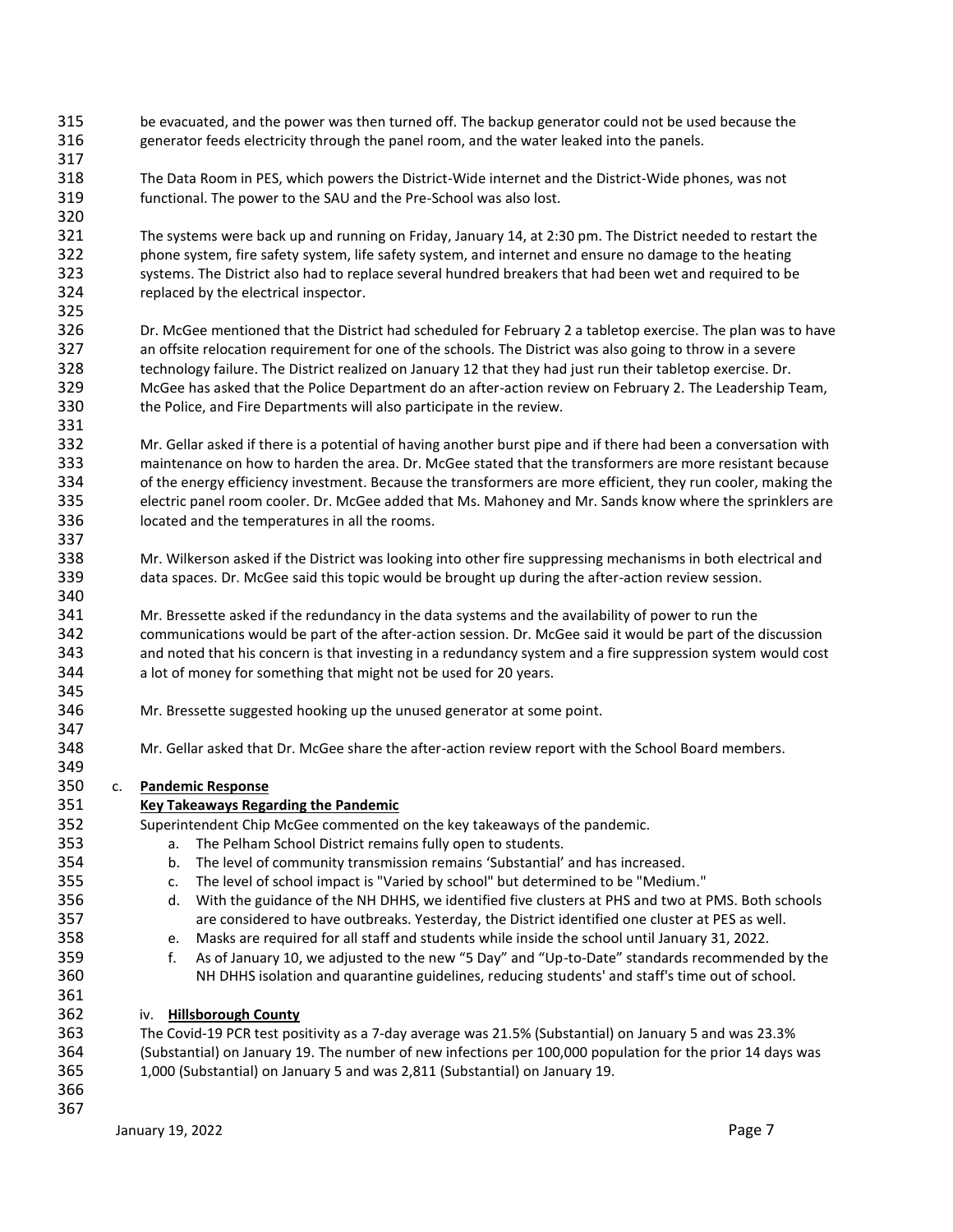be evacuated, and the power was then turned off. The backup generator could not be used because the generator feeds electricity through the panel room, and the water leaked into the panels.

The Data Room in PES, which powers the District-Wide internet and the District-Wide phones, was not functional. The power to the SAU and the Pre-School was also lost.

The systems were back up and running on Friday, January 14, at 2:30 pm. The District needed to restart the phone system, fire safety system, life safety system, and internet and ensure no damage to the heating systems. The District also had to replace several hundred breakers that had been wet and required to be replaced by the electrical inspector.

Dr. McGee mentioned that the District had scheduled for February 2 a tabletop exercise. The plan was to have an offsite relocation requirement for one of the schools. The District was also going to throw in a severe technology failure. The District realized on January 12 that they had just run their tabletop exercise. Dr. McGee has asked that the Police Department do an after-action review on February 2. The Leadership Team, the Police, and Fire Departments will also participate in the review.

Mr. Gellar asked if there is a potential of having another burst pipe and if there had been a conversation with maintenance on how to harden the area. Dr. McGee stated that the transformers are more resistant because of the energy efficiency investment. Because the transformers are more efficient, they run cooler, making the electric panel room cooler. Dr. McGee added that Ms. Mahoney and Mr. Sands know where the sprinklers are located and the temperatures in all the rooms.

Mr. Wilkerson asked if the District was looking into other fire suppressing mechanisms in both electrical and data spaces. Dr. McGee said this topic would be brought up during the after-action review session.

Mr. Bressette asked if the redundancy in the data systems and the availability of power to run the communications would be part of the after-action session. Dr. McGee said it would be part of the discussion and noted that his concern is that investing in a redundancy system and a fire suppression system would cost a lot of money for something that might not be used for 20 years.

Mr. Bressette suggested hooking up the unused generator at some point.

Mr. Gellar asked that Dr. McGee share the after-action review report with the School Board members.

c. **Pandemic Response**

**Key Takeaways Regarding the Pandemic**

Superintendent Chip McGee commented on the key takeaways of the pandemic.

a. The Pelham School District remains fully open to students.
b. The level of community transmission remains 'Substantial' and has increased.
c. The level of school impact is "Varied by school" but determined to be "Medium."
d. With the guidance of the NH DHHS, we identified five clusters at PHS and two at PMS. Both schools are considered to have outbreaks. Yesterday, the District identified one cluster at PES as well.
e. Masks are required for all staff and students while inside the school until January 31, 2022.
f. As of January 10, we adjusted to the new "5 Day" and "Up-to-Date" standards recommended by the NH DHHS isolation and quarantine guidelines, reducing students' and staff's time out of school.

iv. **Hillsborough County**

The Covid-19 PCR test positivity as a 7-day average was 21.5% (Substantial) on January 5 and was 23.3% (Substantial) on January 19. The number of new infections per 100,000 population for the prior 14 days was 1,000 (Substantial) on January 5 and was 2,811 (Substantial) on January 19.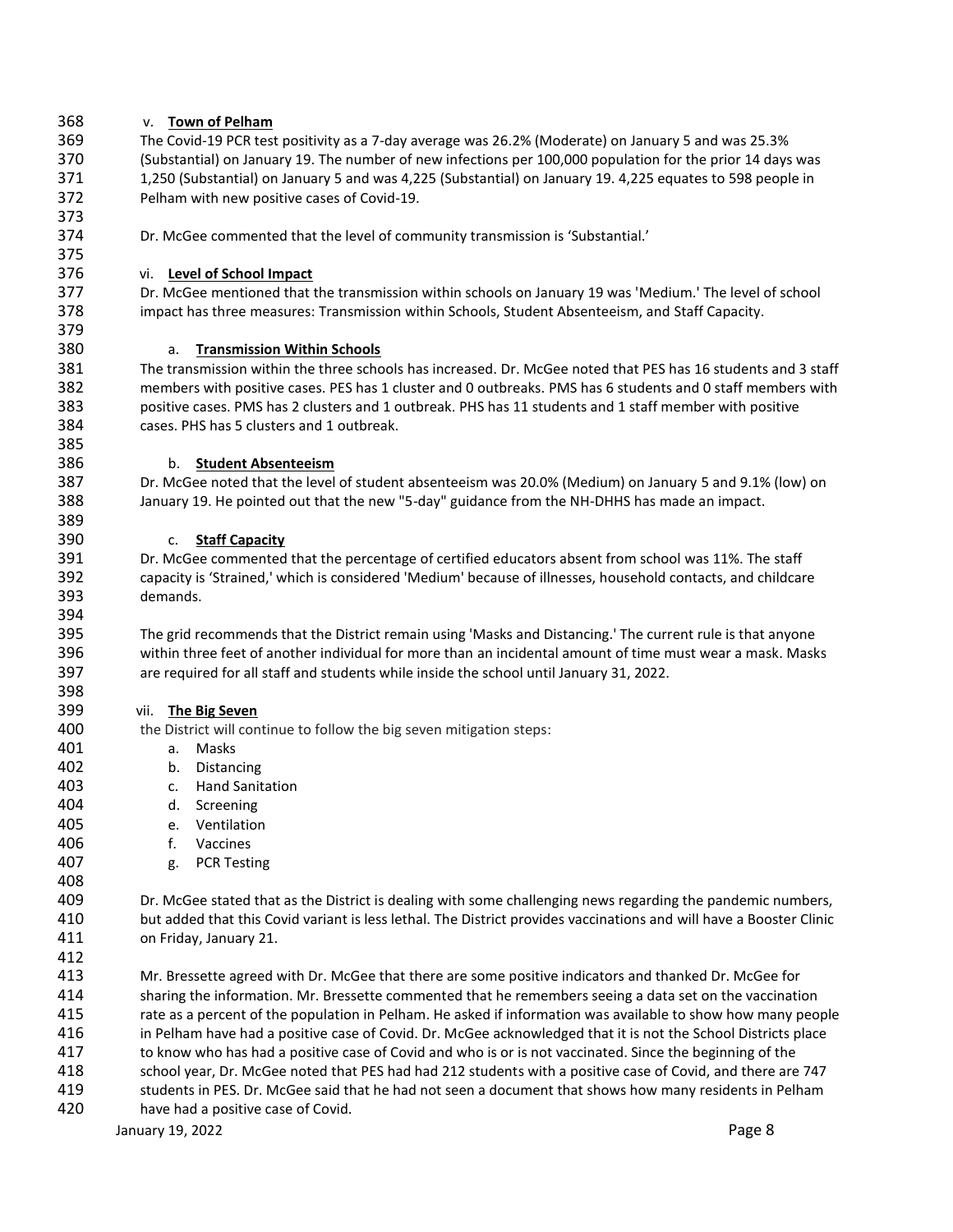v. **Town of Pelham**

The Covid-19 PCR test positivity as a 7-day average was 26.2% (Moderate) on January 5 and was 25.3% (Substantial) on January 19. The number of new infections per 100,000 population for the prior 14 days was 1,250 (Substantial) on January 5 and was 4,225 (Substantial) on January 19. 4,225 equates to 598 people in Pelham with new positive cases of Covid-19.

Dr. McGee commented that the level of community transmission is 'Substantial.'

vi. **Level of School Impact**

Dr. McGee mentioned that the transmission within schools on January 19 was 'Medium.' The level of school impact has three measures: Transmission within Schools, Student Absenteeism, and Staff Capacity.

a. **Transmission Within Schools**

The transmission within the three schools has increased. Dr. McGee noted that PES has 16 students and 3 staff members with positive cases. PES has 1 cluster and 0 outbreaks. PMS has 6 students and 0 staff members with positive cases. PMS has 2 clusters and 1 outbreak. PHS has 11 students and 1 staff member with positive cases. PHS has 5 clusters and 1 outbreak.

b. **Student Absenteeism**

Dr. McGee noted that the level of student absenteeism was 20.0% (Medium) on January 5 and 9.1% (low) on January 19. He pointed out that the new "5-day" guidance from the NH-DHHS has made an impact.

c. **Staff Capacity**

Dr. McGee commented that the percentage of certified educators absent from school was 11%. The staff capacity is 'Strained,' which is considered 'Medium' because of illnesses, household contacts, and childcare demands.

The grid recommends that the District remain using 'Masks and Distancing.' The current rule is that anyone within three feet of another individual for more than an incidental amount of time must wear a mask. Masks are required for all staff and students while inside the school until January 31, 2022.

vii. **The Big Seven**

the District will continue to follow the big seven mitigation steps:

a. Masks
b. Distancing
c. Hand Sanitation
d. Screening
e. Ventilation
f. Vaccines
g. PCR Testing

Dr. McGee stated that as the District is dealing with some challenging news regarding the pandemic numbers, but added that this Covid variant is less lethal. The District provides vaccinations and will have a Booster Clinic on Friday, January 21.

Mr. Bressette agreed with Dr. McGee that there are some positive indicators and thanked Dr. McGee for sharing the information. Mr. Bressette commented that he remembers seeing a data set on the vaccination rate as a percent of the population in Pelham. He asked if information was available to show how many people in Pelham have had a positive case of Covid. Dr. McGee acknowledged that it is not the School Districts place to know who has had a positive case of Covid and who is or is not vaccinated. Since the beginning of the school year, Dr. McGee noted that PES had had 212 students with a positive case of Covid, and there are 747 students in PES. Dr. McGee said that he had not seen a document that shows how many residents in Pelham have had a positive case of Covid.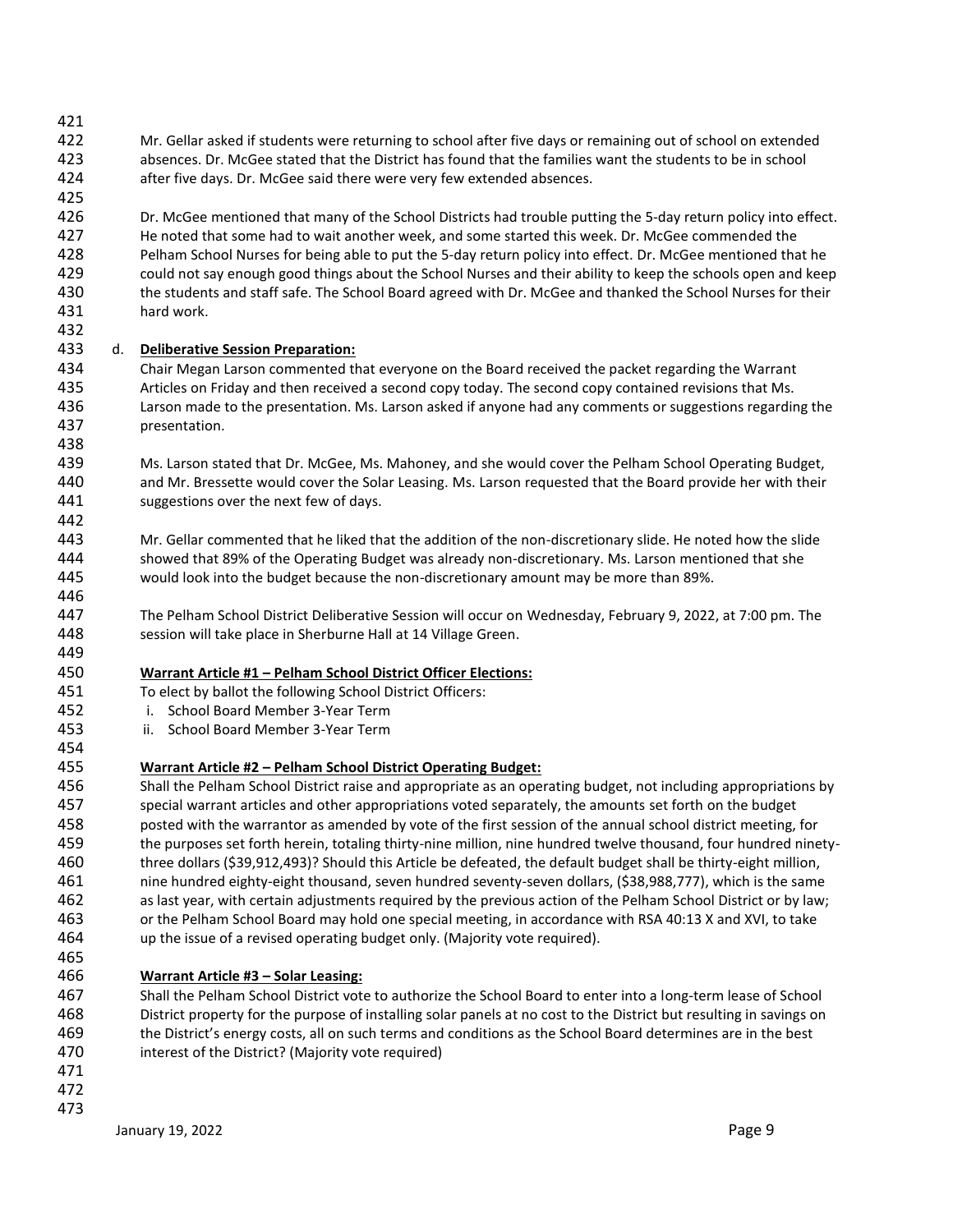Mr. Gellar asked if students were returning to school after five days or remaining out of school on extended absences. Dr. McGee stated that the District has found that the families want the students to be in school after five days. Dr. McGee said there were very few extended absences.

Dr. McGee mentioned that many of the School Districts had trouble putting the 5-day return policy into effect. He noted that some had to wait another week, and some started this week. Dr. McGee commended the Pelham School Nurses for being able to put the 5-day return policy into effect. Dr. McGee mentioned that he could not say enough good things about the School Nurses and their ability to keep the schools open and keep the students and staff safe. The School Board agreed with Dr. McGee and thanked the School Nurses for their hard work.

d. **Deliberative Session Preparation:**

Chair Megan Larson commented that everyone on the Board received the packet regarding the Warrant Articles on Friday and then received a second copy today. The second copy contained revisions that Ms. Larson made to the presentation. Ms. Larson asked if anyone had any comments or suggestions regarding the presentation.

Ms. Larson stated that Dr. McGee, Ms. Mahoney, and she would cover the Pelham School Operating Budget, and Mr. Bressette would cover the Solar Leasing. Ms. Larson requested that the Board provide her with their suggestions over the next few of days.

Mr. Gellar commented that he liked that the addition of the non-discretionary slide. He noted how the slide showed that 89% of the Operating Budget was already non-discretionary. Ms. Larson mentioned that she would look into the budget because the non-discretionary amount may be more than 89%.

The Pelham School District Deliberative Session will occur on Wednesday, February 9, 2022, at 7:00 pm. The session will take place in Sherburne Hall at 14 Village Green.

**Warrant Article #1 – Pelham School District Officer Elections:**

To elect by ballot the following School District Officers:

i. School Board Member 3-Year Term
ii. School Board Member 3-Year Term

**Warrant Article #2 – Pelham School District Operating Budget:**

Shall the Pelham School District raise and appropriate as an operating budget, not including appropriations by special warrant articles and other appropriations voted separately, the amounts set forth on the budget posted with the warrantor as amended by vote of the first session of the annual school district meeting, for the purposes set forth herein, totaling thirty-nine million, nine hundred twelve thousand, four hundred ninety-three dollars ($39,912,493)? Should this Article be defeated, the default budget shall be thirty-eight million, nine hundred eighty-eight thousand, seven hundred seventy-seven dollars, ($38,988,777), which is the same as last year, with certain adjustments required by the previous action of the Pelham School District or by law; or the Pelham School Board may hold one special meeting, in accordance with RSA 40:13 X and XVI, to take up the issue of a revised operating budget only. (Majority vote required).

**Warrant Article #3 – Solar Leasing:**

Shall the Pelham School District vote to authorize the School Board to enter into a long-term lease of School District property for the purpose of installing solar panels at no cost to the District but resulting in savings on the District's energy costs, all on such terms and conditions as the School Board determines are in the best interest of the District? (Majority vote required)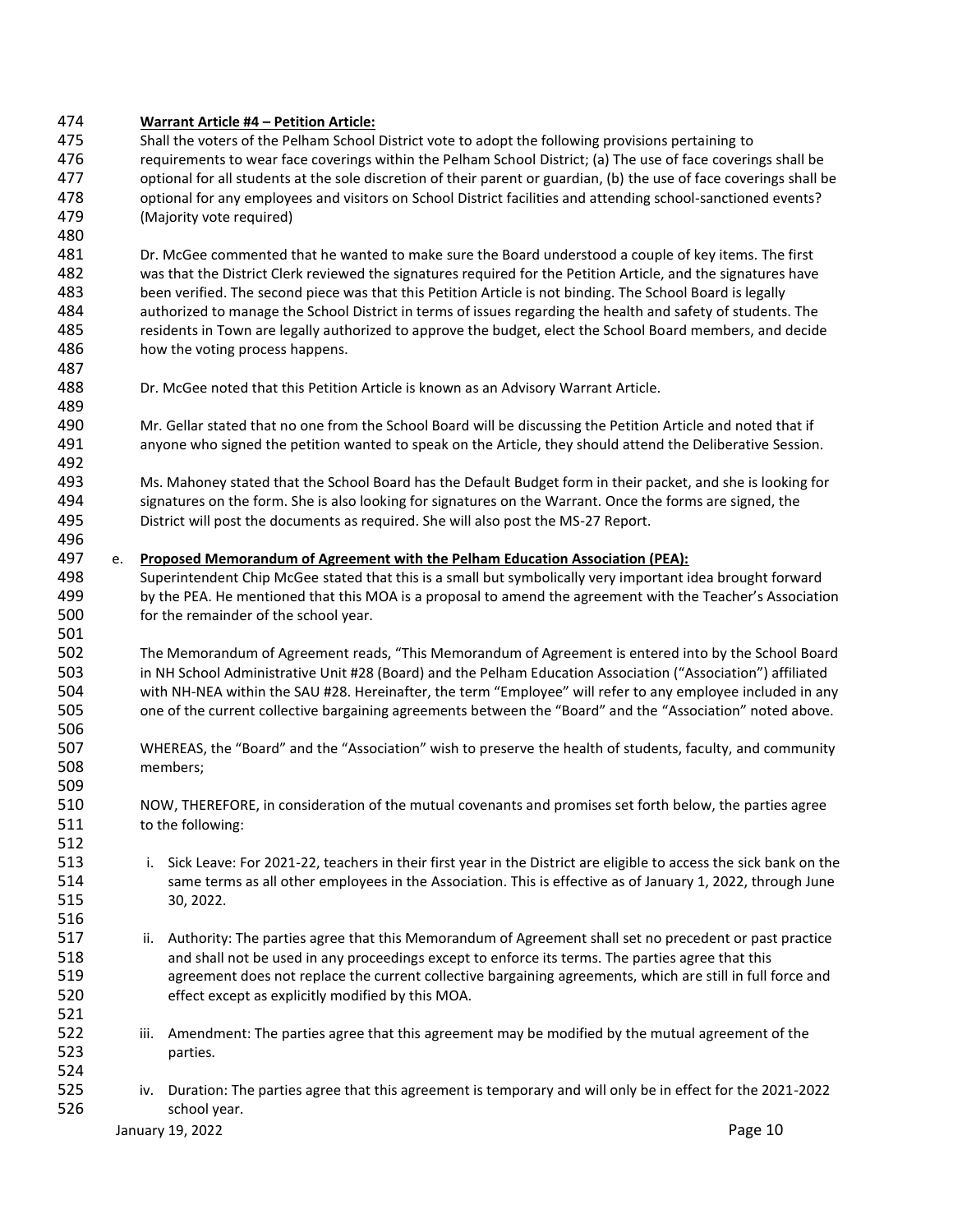**Warrant Article #4 – Petition Article:**

Shall the voters of the Pelham School District vote to adopt the following provisions pertaining to requirements to wear face coverings within the Pelham School District; (a) The use of face coverings shall be optional for all students at the sole discretion of their parent or guardian, (b) the use of face coverings shall be optional for any employees and visitors on School District facilities and attending school-sanctioned events? (Majority vote required)

Dr. McGee commented that he wanted to make sure the Board understood a couple of key items. The first was that the District Clerk reviewed the signatures required for the Petition Article, and the signatures have been verified. The second piece was that this Petition Article is not binding. The School Board is legally authorized to manage the School District in terms of issues regarding the health and safety of students. The residents in Town are legally authorized to approve the budget, elect the School Board members, and decide how the voting process happens.

Dr. McGee noted that this Petition Article is known as an Advisory Warrant Article.

Mr. Gellar stated that no one from the School Board will be discussing the Petition Article and noted that if anyone who signed the petition wanted to speak on the Article, they should attend the Deliberative Session.

Ms. Mahoney stated that the School Board has the Default Budget form in their packet, and she is looking for signatures on the form. She is also looking for signatures on the Warrant. Once the forms are signed, the District will post the documents as required. She will also post the MS-27 Report.

e. **Proposed Memorandum of Agreement with the Pelham Education Association (PEA):**

Superintendent Chip McGee stated that this is a small but symbolically very important idea brought forward by the PEA. He mentioned that this MOA is a proposal to amend the agreement with the Teacher's Association for the remainder of the school year.

The Memorandum of Agreement reads, "This Memorandum of Agreement is entered into by the School Board in NH School Administrative Unit #28 (Board) and the Pelham Education Association ("Association") affiliated with NH-NEA within the SAU #28. Hereinafter, the term "Employee" will refer to any employee included in any one of the current collective bargaining agreements between the "Board" and the "Association" noted above.

WHEREAS, the "Board" and the "Association" wish to preserve the health of students, faculty, and community members;

NOW, THEREFORE, in consideration of the mutual covenants and promises set forth below, the parties agree to the following:

i. Sick Leave: For 2021-22, teachers in their first year in the District are eligible to access the sick bank on the same terms as all other employees in the Association. This is effective as of January 1, 2022, through June 30, 2022.

ii. Authority: The parties agree that this Memorandum of Agreement shall set no precedent or past practice and shall not be used in any proceedings except to enforce its terms. The parties agree that this agreement does not replace the current collective bargaining agreements, which are still in full force and effect except as explicitly modified by this MOA.

iii. Amendment: The parties agree that this agreement may be modified by the mutual agreement of the parties.

iv. Duration: The parties agree that this agreement is temporary and will only be in effect for the 2021-2022 school year.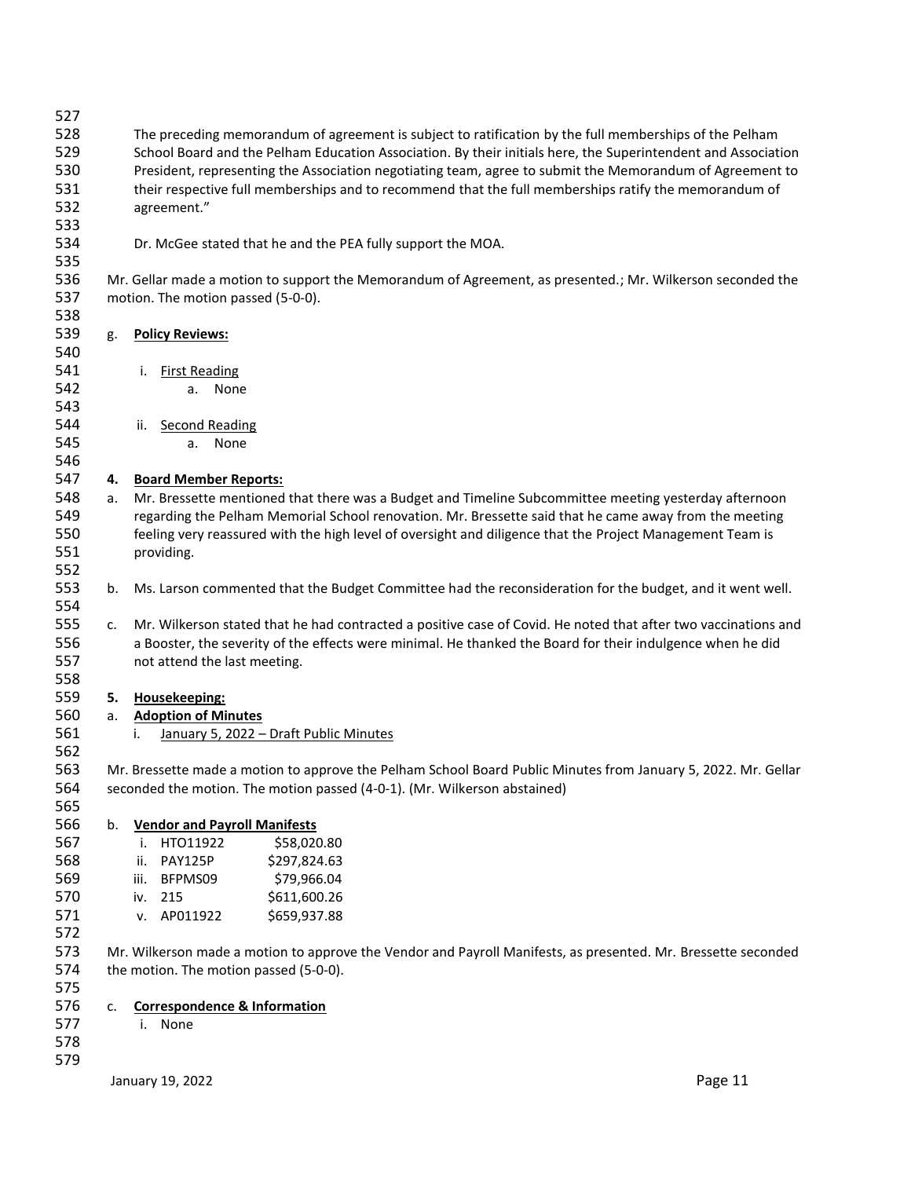The preceding memorandum of agreement is subject to ratification by the full memberships of the Pelham School Board and the Pelham Education Association. By their initials here, the Superintendent and Association President, representing the Association negotiating team, agree to submit the Memorandum of Agreement to their respective full memberships and to recommend that the full memberships ratify the memorandum of agreement."

Dr. McGee stated that he and the PEA fully support the MOA.

Mr. Gellar made a motion to support the Memorandum of Agreement, as presented.; Mr. Wilkerson seconded the motion. The motion passed (5-0-0).

g. **Policy Reviews:**

i. First Reading
   a. None

ii. Second Reading
   a. None

**4. Board Member Reports:**

a. Mr. Bressette mentioned that there was a Budget and Timeline Subcommittee meeting yesterday afternoon regarding the Pelham Memorial School renovation. Mr. Bressette said that he came away from the meeting feeling very reassured with the high level of oversight and diligence that the Project Management Team is providing.

b. Ms. Larson commented that the Budget Committee had the reconsideration for the budget, and it went well.

c. Mr. Wilkerson stated that he had contracted a positive case of Covid. He noted that after two vaccinations and a Booster, the severity of the effects were minimal. He thanked the Board for their indulgence when he did not attend the last meeting.

**5. Housekeeping:**

a. **Adoption of Minutes**

i. January 5, 2022 – Draft Public Minutes

Mr. Bressette made a motion to approve the Pelham School Board Public Minutes from January 5, 2022. Mr. Gellar seconded the motion. The motion passed (4-0-1). (Mr. Wilkerson abstained)

b. **Vendor and Payroll Manifests**

| | | |
|---|---|---|
| i. | HTO11922 | \$58,020.80 |
| ii. | PAY125P | \$297,824.63 |
| iii. | BFPMS09 | \$79,966.04 |
| iv. | 215 | \$611,600.26 |
| v. | AP011922 | \$659,937.88 |

Mr. Wilkerson made a motion to approve the Vendor and Payroll Manifests, as presented. Mr. Bressette seconded the motion. The motion passed (5-0-0).

c. **Correspondence & Information**

i. None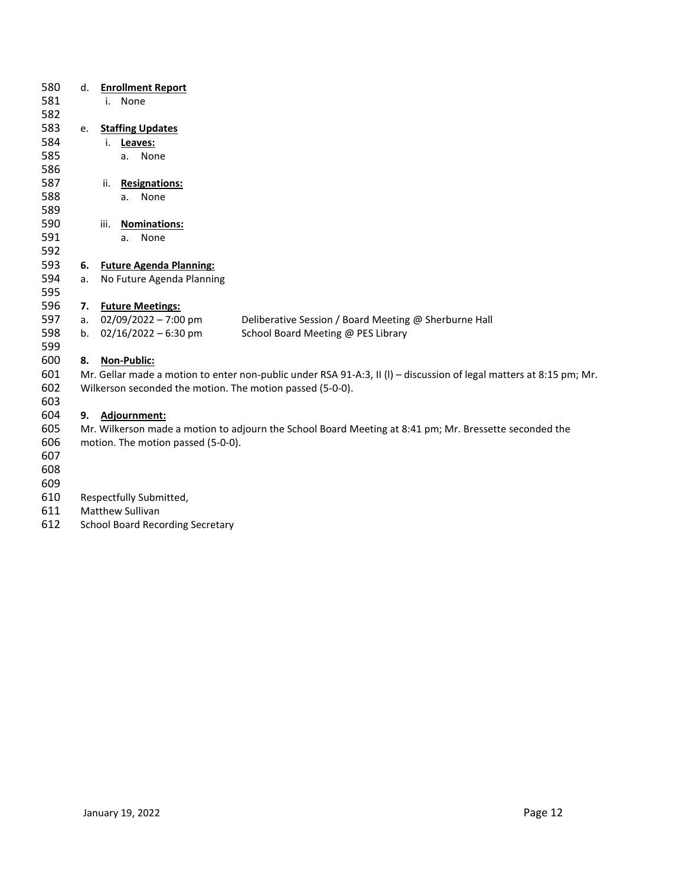d. **Enrollment Report**

i. None

e. **Staffing Updates**

i. **Leaves:**

a. None

ii. **Resignations:**

a. None

iii. **Nominations:**

a. None

**6. Future Agenda Planning:**

a. No Future Agenda Planning

**7. Future Meetings:**

a. 02/09/2022 – 7:00 pm Deliberative Session / Board Meeting @ Sherburne Hall

b. 02/16/2022 – 6:30 pm School Board Meeting @ PES Library

**8. Non-Public:**

Mr. Gellar made a motion to enter non-public under RSA 91-A:3, II (l) – discussion of legal matters at 8:15 pm; Mr. Wilkerson seconded the motion. The motion passed (5-0-0).

**9. Adjournment:**

Mr. Wilkerson made a motion to adjourn the School Board Meeting at 8:41 pm; Mr. Bressette seconded the motion. The motion passed (5-0-0).

Respectfully Submitted,
Matthew Sullivan
School Board Recording Secretary